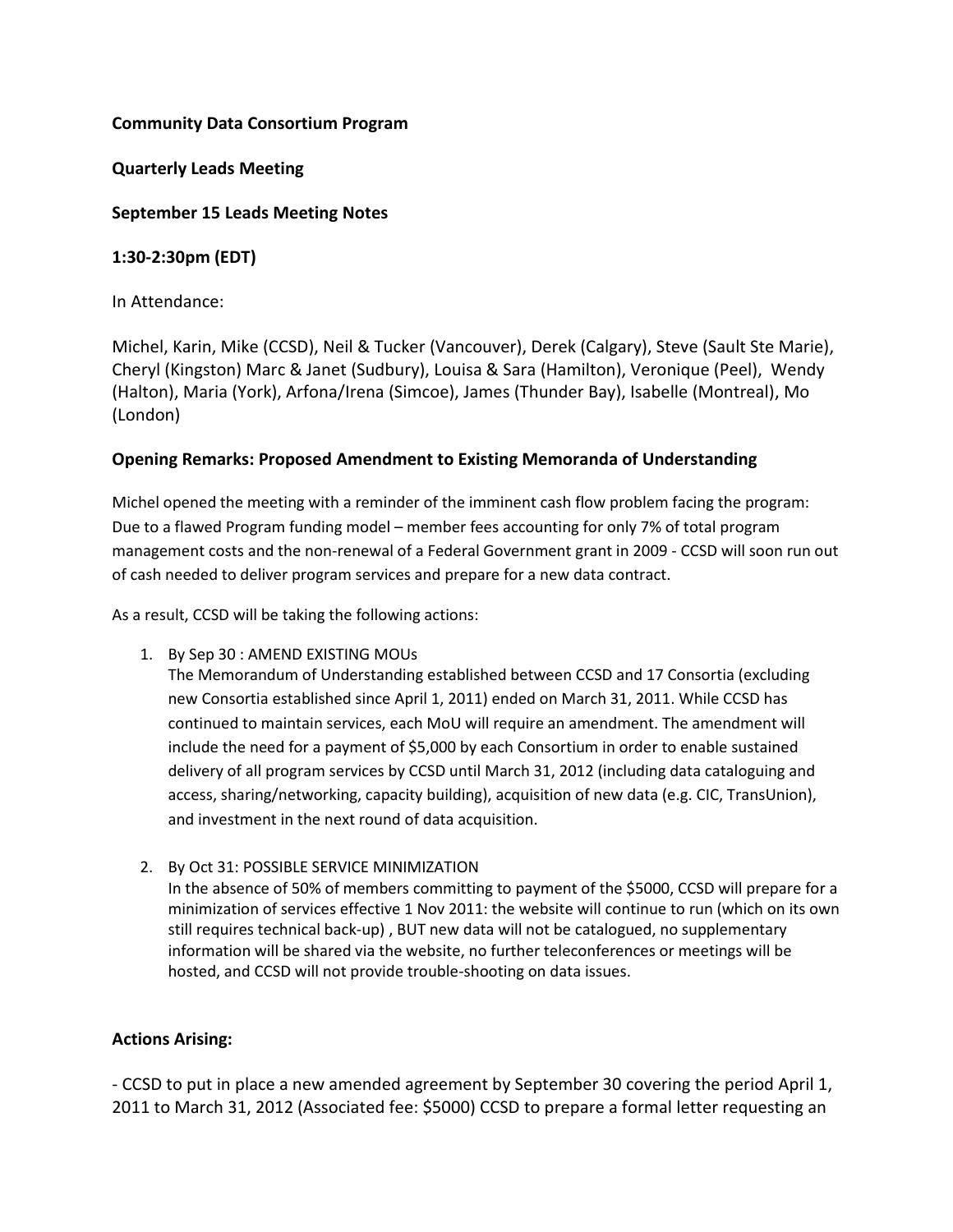**Community Data Consortium Program**

**Quarterly Leads Meeting**

**September 15 Leads Meeting Notes**

**1:30-2:30pm (EDT)**

In Attendance:

Michel, Karin, Mike (CCSD), Neil & Tucker (Vancouver), Derek (Calgary), Steve (Sault Ste Marie), Cheryl (Kingston) Marc & Janet (Sudbury), Louisa & Sara (Hamilton), Veronique (Peel), Wendy (Halton), Maria (York), Arfona/Irena (Simcoe), James (Thunder Bay), Isabelle (Montreal), Mo (London)

## Opening Remarks: Proposed Amendment to Existing Memoranda of Understanding

Michel opened the meeting with a reminder of the imminent cash flow problem facing the program: Due to a flawed Program funding model – member fees accounting for only 7% of total program management costs and the non-renewal of a Federal Government grant in 2009 - CCSD will soon run out of cash needed to deliver program services and prepare for a new data contract.

As a result, CCSD will be taking the following actions:

1. By Sep 30 : AMEND EXISTING MOUs
   The Memorandum of Understanding established between CCSD and 17 Consortia (excluding new Consortia established since April 1, 2011) ended on March 31, 2011. While CCSD has continued to maintain services, each MoU will require an amendment. The amendment will include the need for a payment of $5,000 by each Consortium in order to enable sustained delivery of all program services by CCSD until March 31, 2012 (including data cataloguing and access, sharing/networking, capacity building), acquisition of new data (e.g. CIC, TransUnion), and investment in the next round of data acquisition.

2. By Oct 31: POSSIBLE SERVICE MINIMIZATION
   In the absence of 50% of members committing to payment of the $5000, CCSD will prepare for a minimization of services effective 1 Nov 2011: the website will continue to run (which on its own still requires technical back-up) , BUT new data will not be catalogued, no supplementary information will be shared via the website, no further teleconferences or meetings will be hosted, and CCSD will not provide trouble-shooting on data issues.

## Actions Arising:

- CCSD to put in place a new amended agreement by September 30 covering the period April 1, 2011 to March 31, 2012 (Associated fee: $5000) CCSD to prepare a formal letter requesting an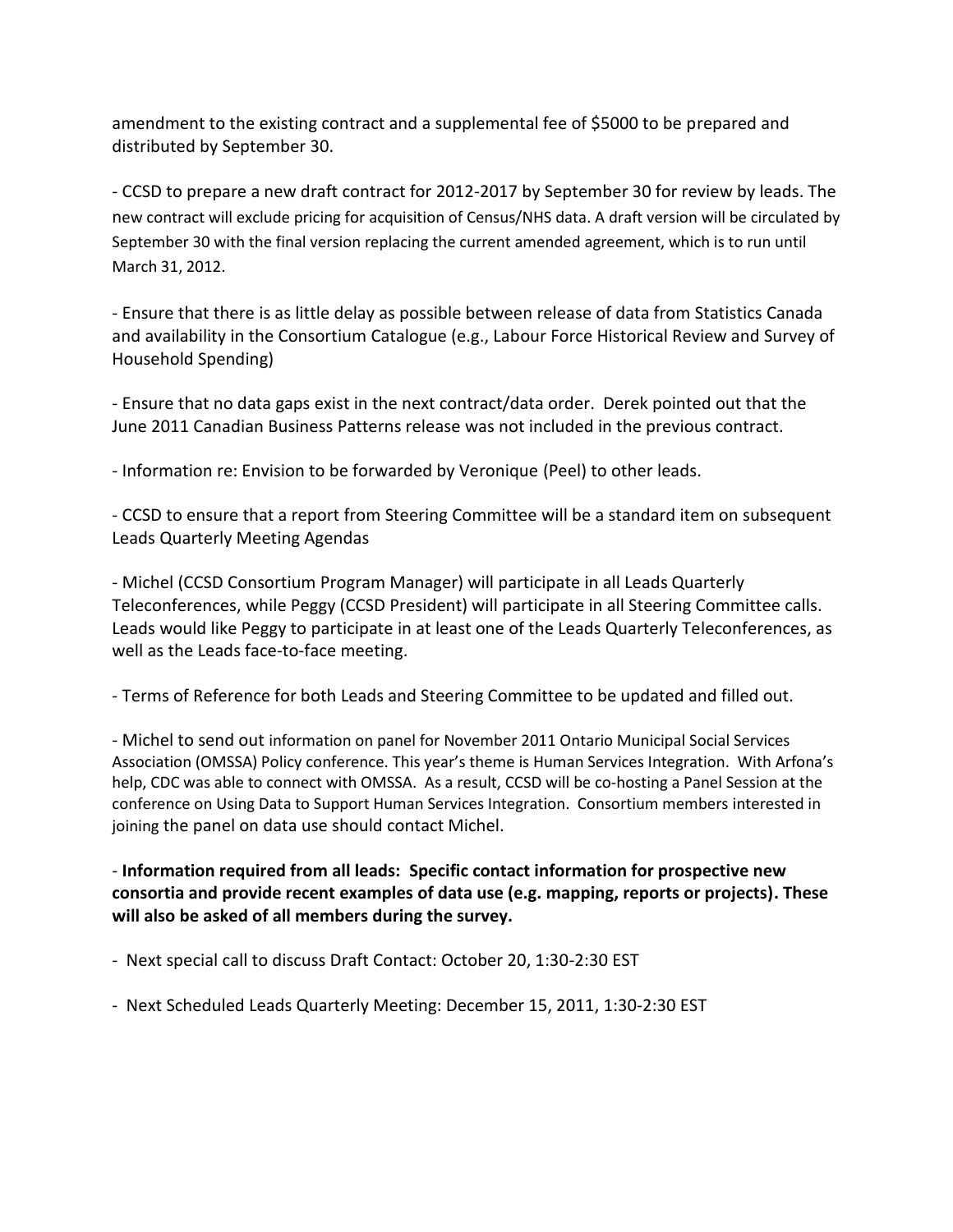amendment to the existing contract and a supplemental fee of $5000 to be prepared and distributed by September 30.

- CCSD to prepare a new draft contract for 2012-2017 by September 30 for review by leads. The new contract will exclude pricing for acquisition of Census/NHS data. A draft version will be circulated by September 30 with the final version replacing the current amended agreement, which is to run until March 31, 2012.

- Ensure that there is as little delay as possible between release of data from Statistics Canada and availability in the Consortium Catalogue (e.g., Labour Force Historical Review and Survey of Household Spending)

- Ensure that no data gaps exist in the next contract/data order. Derek pointed out that the June 2011 Canadian Business Patterns release was not included in the previous contract.

- Information re: Envision to be forwarded by Veronique (Peel) to other leads.

- CCSD to ensure that a report from Steering Committee will be a standard item on subsequent Leads Quarterly Meeting Agendas

- Michel (CCSD Consortium Program Manager) will participate in all Leads Quarterly Teleconferences, while Peggy (CCSD President) will participate in all Steering Committee calls. Leads would like Peggy to participate in at least one of the Leads Quarterly Teleconferences, as well as the Leads face-to-face meeting.

- Terms of Reference for both Leads and Steering Committee to be updated and filled out.

- Michel to send out information on panel for November 2011 Ontario Municipal Social Services Association (OMSSA) Policy conference. This year's theme is Human Services Integration. With Arfona's help, CDC was able to connect with OMSSA. As a result, CCSD will be co-hosting a Panel Session at the conference on Using Data to Support Human Services Integration. Consortium members interested in joining the panel on data use should contact Michel.

- **Information required from all leads: Specific contact information for prospective new consortia and provide recent examples of data use (e.g. mapping, reports or projects). These will also be asked of all members during the survey.**

- Next special call to discuss Draft Contact: October 20, 1:30-2:30 EST

- Next Scheduled Leads Quarterly Meeting: December 15, 2011, 1:30-2:30 EST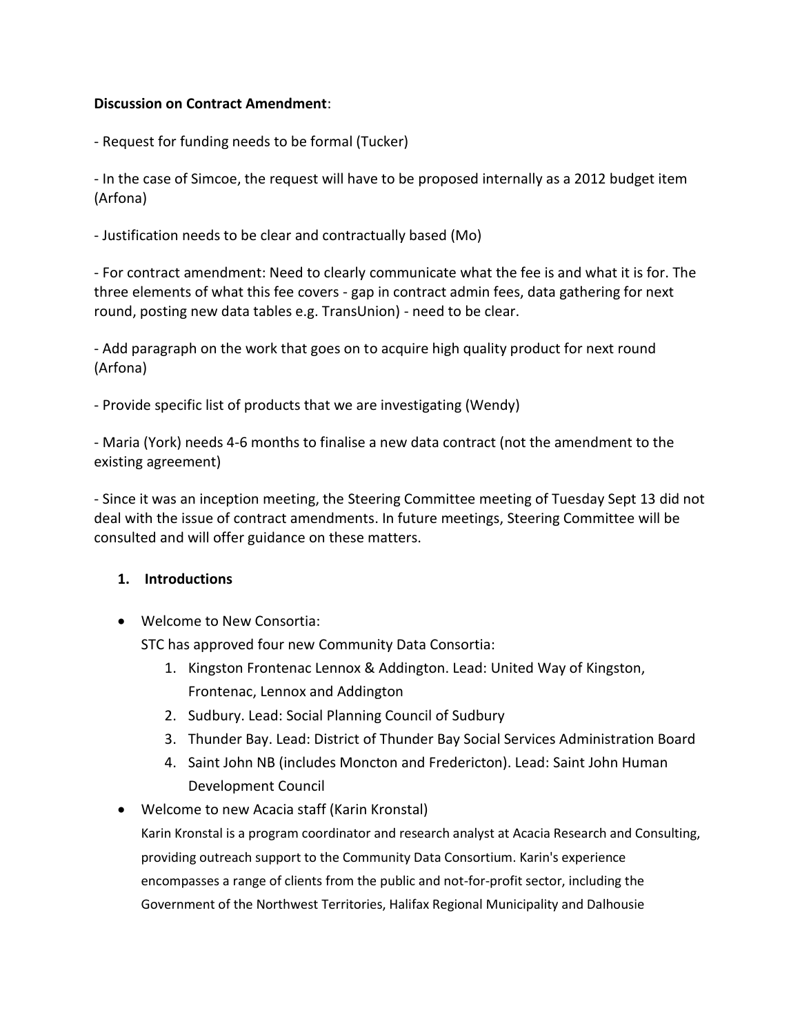**Discussion on Contract Amendment**:

- Request for funding needs to be formal (Tucker)

- In the case of Simcoe, the request will have to be proposed internally as a 2012 budget item (Arfona)

- Justification needs to be clear and contractually based (Mo)

- For contract amendment: Need to clearly communicate what the fee is and what it is for. The three elements of what this fee covers - gap in contract admin fees, data gathering for next round, posting new data tables e.g. TransUnion) - need to be clear.

- Add paragraph on the work that goes on to acquire high quality product for next round (Arfona)

- Provide specific list of products that we are investigating (Wendy)

- Maria (York) needs 4-6 months to finalise a new data contract (not the amendment to the existing agreement)

- Since it was an inception meeting, the Steering Committee meeting of Tuesday Sept 13 did not deal with the issue of contract amendments. In future meetings, Steering Committee will be consulted and will offer guidance on these matters.

1. **Introductions**

- Welcome to New Consortia:
  STC has approved four new Community Data Consortia:
  1. Kingston Frontenac Lennox & Addington. Lead: United Way of Kingston, Frontenac, Lennox and Addington
  2. Sudbury. Lead: Social Planning Council of Sudbury
  3. Thunder Bay. Lead: District of Thunder Bay Social Services Administration Board
  4. Saint John NB (includes Moncton and Fredericton). Lead: Saint John Human Development Council
- Welcome to new Acacia staff (Karin Kronstal)
  Karin Kronstal is a program coordinator and research analyst at Acacia Research and Consulting, providing outreach support to the Community Data Consortium. Karin's experience encompasses a range of clients from the public and not-for-profit sector, including the Government of the Northwest Territories, Halifax Regional Municipality and Dalhousie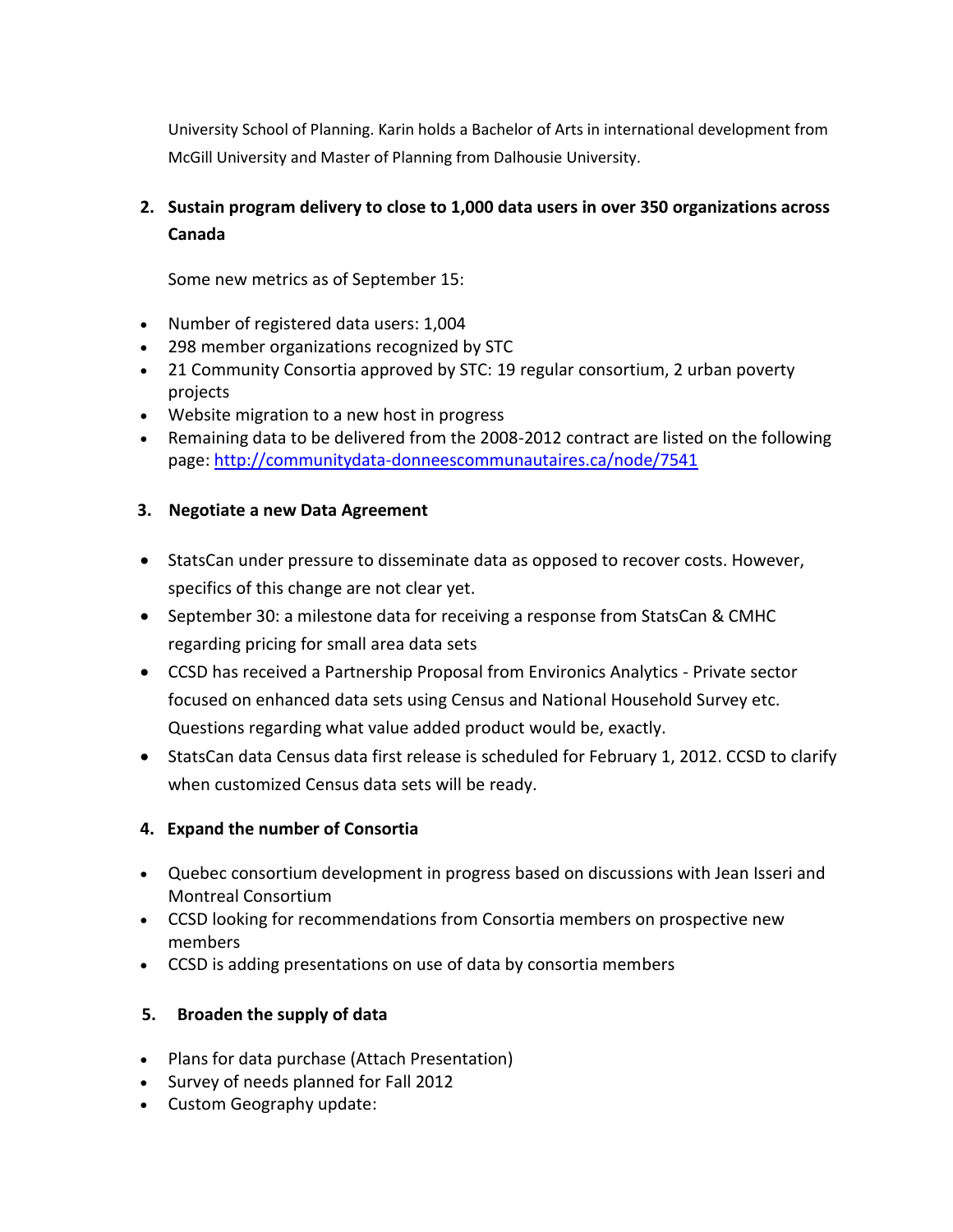University School of Planning. Karin holds a Bachelor of Arts in international development from McGill University and Master of Planning from Dalhousie University.

**2. Sustain program delivery to close to 1,000 data users in over 350 organizations across Canada**

Some new metrics as of September 15:

- Number of registered data users: 1,004
- 298 member organizations recognized by STC
- 21 Community Consortia approved by STC: 19 regular consortium, 2 urban poverty projects
- Website migration to a new host in progress
- Remaining data to be delivered from the 2008-2012 contract are listed on the following page: http://communitydata-donneescommunautaires.ca/node/7541

**3. Negotiate a new Data Agreement**

- StatsCan under pressure to disseminate data as opposed to recover costs. However, specifics of this change are not clear yet.
- September 30: a milestone data for receiving a response from StatsCan & CMHC regarding pricing for small area data sets
- CCSD has received a Partnership Proposal from Environics Analytics - Private sector focused on enhanced data sets using Census and National Household Survey etc. Questions regarding what value added product would be, exactly.
- StatsCan data Census data first release is scheduled for February 1, 2012. CCSD to clarify when customized Census data sets will be ready.

**4. Expand the number of Consortia**

- Quebec consortium development in progress based on discussions with Jean Isseri and Montreal Consortium
- CCSD looking for recommendations from Consortia members on prospective new members
- CCSD is adding presentations on use of data by consortia members

**5. Broaden the supply of data**

- Plans for data purchase (Attach Presentation)
- Survey of needs planned for Fall 2012
- Custom Geography update: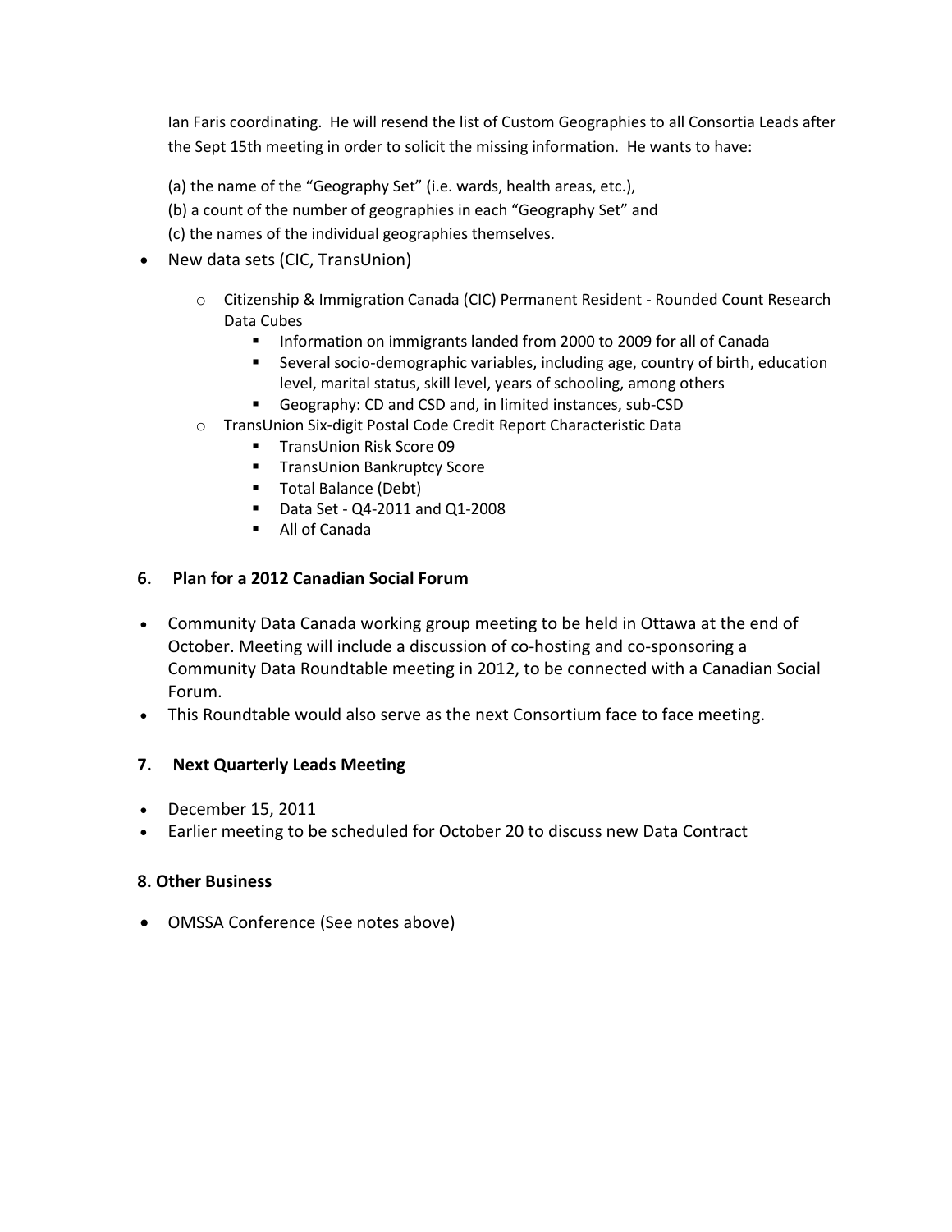Ian Faris coordinating. He will resend the list of Custom Geographies to all Consortia Leads after the Sept 15th meeting in order to solicit the missing information. He wants to have:

(a) the name of the "Geography Set" (i.e. wards, health areas, etc.),
(b) a count of the number of geographies in each "Geography Set" and
(c) the names of the individual geographies themselves.

- New data sets (CIC, TransUnion)
  - Citizenship & Immigration Canada (CIC) Permanent Resident - Rounded Count Research Data Cubes
    - Information on immigrants landed from 2000 to 2009 for all of Canada
    - Several socio-demographic variables, including age, country of birth, education level, marital status, skill level, years of schooling, among others
    - Geography: CD and CSD and, in limited instances, sub-CSD
  - TransUnion Six-digit Postal Code Credit Report Characteristic Data
    - TransUnion Risk Score 09
    - TransUnion Bankruptcy Score
    - Total Balance (Debt)
    - Data Set - Q4-2011 and Q1-2008
    - All of Canada

### 6. Plan for a 2012 Canadian Social Forum

- Community Data Canada working group meeting to be held in Ottawa at the end of October. Meeting will include a discussion of co-hosting and co-sponsoring a Community Data Roundtable meeting in 2012, to be connected with a Canadian Social Forum.
- This Roundtable would also serve as the next Consortium face to face meeting.

### 7. Next Quarterly Leads Meeting

- December 15, 2011
- Earlier meeting to be scheduled for October 20 to discuss new Data Contract

### 8. Other Business

- OMSSA Conference (See notes above)